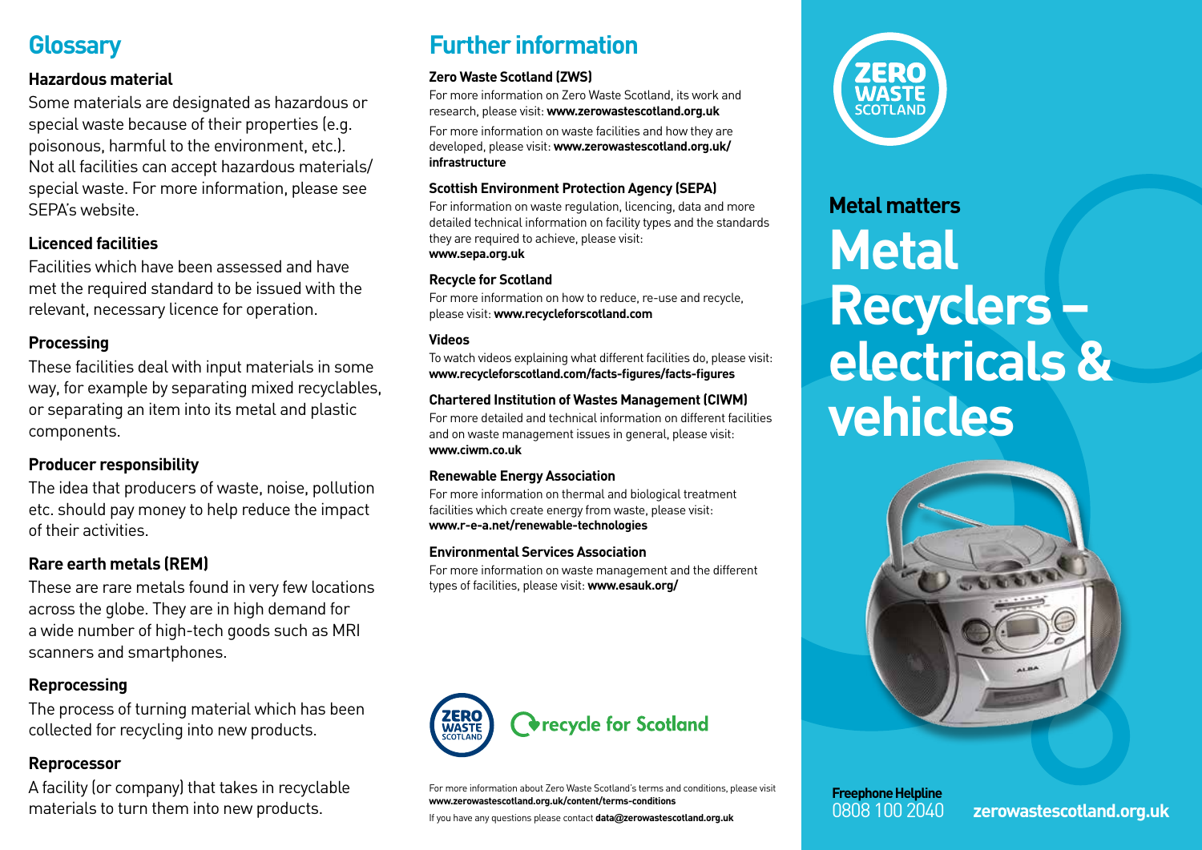## Glossary

### Hazardous material

Some materials are designated as hazardous or special waste because of their properties (e.g. poisonous, harmful to the environment, etc.). Not all facilities can accept hazardous materials/ special waste. For more information, please see SEPA's website.

### Licenced facilities

Facilities which have been assessed and have met the required standard to be issued with the relevant, necessary licence for operation.

### Processing

These facilities deal with input materials in some way, for example by separating mixed recyclables, or separating an item into its metal and plastic components.

### Producer responsibility

The idea that producers of waste, noise, pollution etc. should pay money to help reduce the impact of their activities.

### Rare earth metals (REM)

These are rare metals found in very few locations across the globe. They are in high demand for a wide number of high-tech goods such as MRI scanners and smartphones.

### Reprocessing

The process of turning material which has been collected for recycling into new products.

### Reprocessor

A facility (or company) that takes in recyclable materials to turn them into new products.

## Further information

**Zero Waste Scotland (ZWS)**

For more information on Zero Waste Scotland, its work and research, please visit: **www.zerowastescotland.org.uk**

For more information on waste facilities and how they are developed, please visit: **www.zerowastescotland.org.uk/infrastructure**

**Scottish Environment Protection Agency (SEPA)**

For information on waste regulation, licencing, data and more detailed technical information on facility types and the standards they are required to achieve, please visit: **www.sepa.org.uk**

**Recycle for Scotland**

For more information on how to reduce, re-use and recycle, please visit: **www.recycleforscotland.com**

**Videos**

To watch videos explaining what different facilities do, please visit: **www.recycleforscotland.com/facts-figures/facts-figures**

**Chartered Institution of Wastes Management (CIWM)**

For more detailed and technical information on different facilities and on waste management issues in general, please visit: **www.ciwm.co.uk**

**Renewable Energy Association**

For more information on thermal and biological treatment facilities which create energy from waste, please visit: **www.r-e-a.net/renewable-technologies**

**Environmental Services Association**

For more information on waste management and the different types of facilities, please visit: **www.esauk.org/**

ZERO WASTE SCOTLAND | recycle for Scotland

For more information about Zero Waste Scotland's terms and conditions, please visit **www.zerowastescotland.org.uk/content/terms-conditions**

If you have any questions please contact **data@zerowastescotland.org.uk**

ZERO WASTE SCOTLAND

**Metal matters**

# Metal Recyclers – electricals & vehicles

**Freephone Helpline**
0808 100 2040

**zerowastescotland.org.uk**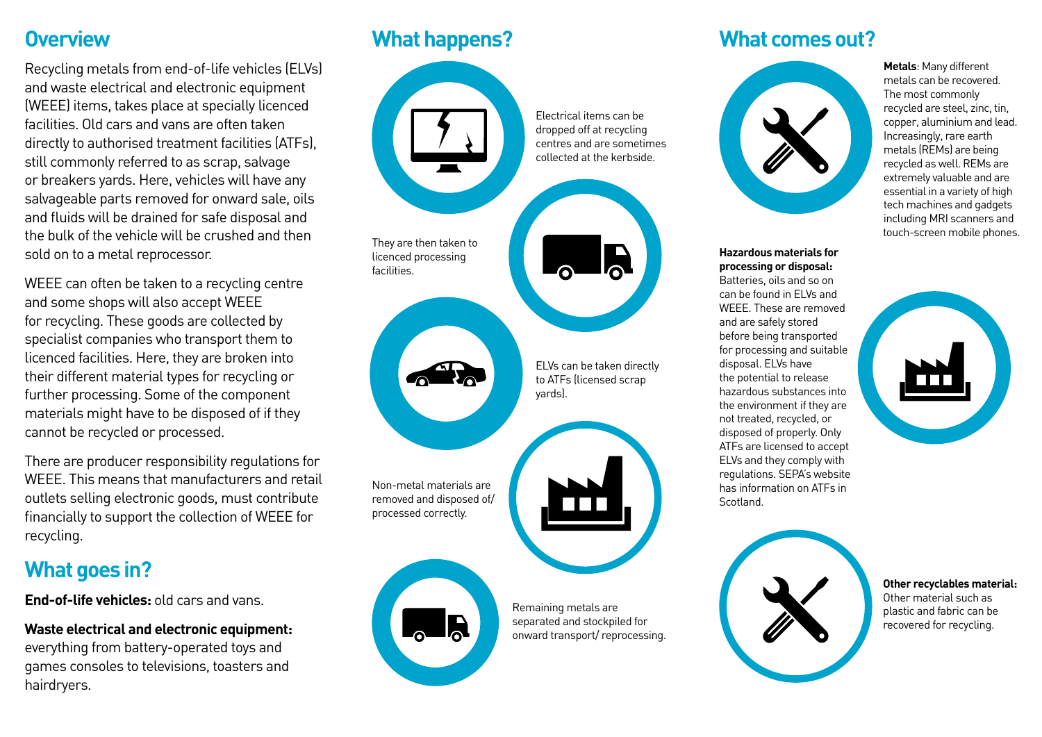## Overview

Recycling metals from end-of-life vehicles (ELVs) and waste electrical and electronic equipment (WEEE) items, takes place at specially licenced facilities. Old cars and vans are often taken directly to authorised treatment facilities (ATFs), still commonly referred to as scrap, salvage or breakers yards. Here, vehicles will have any salvageable parts removed for onward sale, oils and fluids will be drained for safe disposal and the bulk of the vehicle will be crushed and then sold on to a metal reprocessor.

WEEE can often be taken to a recycling centre and some shops will also accept WEEE for recycling. These goods are collected by specialist companies who transport them to licenced facilities. Here, they are broken into their different material types for recycling or further processing. Some of the component materials might have to be disposed of if they cannot be recycled or processed.

There are producer responsibility regulations for WEEE. This means that manufacturers and retail outlets selling electronic goods, must contribute financially to support the collection of WEEE for recycling.

## What goes in?

**End-of-life vehicles:** old cars and vans.

**Waste electrical and electronic equipment:** everything from battery-operated toys and games consoles to televisions, toasters and hairdryers.

## What happens?

Electrical items can be dropped off at recycling centres and are sometimes collected at the kerbside.

They are then taken to licenced processing facilities.

ELVs can be taken directly to ATFs (licensed scrap yards).

Non-metal materials are removed and disposed of/ processed correctly.

Remaining metals are separated and stockpiled for onward transport/ reprocessing.

## What comes out?

**Metals**: Many different metals can be recovered. The most commonly recycled are steel, zinc, tin, copper, aluminium and lead. Increasingly, rare earth metals (REMs) are being recycled as well. REMs are extremely valuable and are essential in a variety of high tech machines and gadgets including MRI scanners and touch-screen mobile phones.

**Hazardous materials for processing or disposal:** Batteries, oils and so on can be found in ELVs and WEEE. These are removed and are safely stored before being transported for processing and suitable disposal. ELVs have the potential to release hazardous substances into the environment if they are not treated, recycled, or disposed of properly. Only ATFs are licensed to accept ELVs and they comply with regulations. SEPA's website has information on ATFs in Scotland.

**Other recyclables material:** Other material such as plastic and fabric can be recovered for recycling.